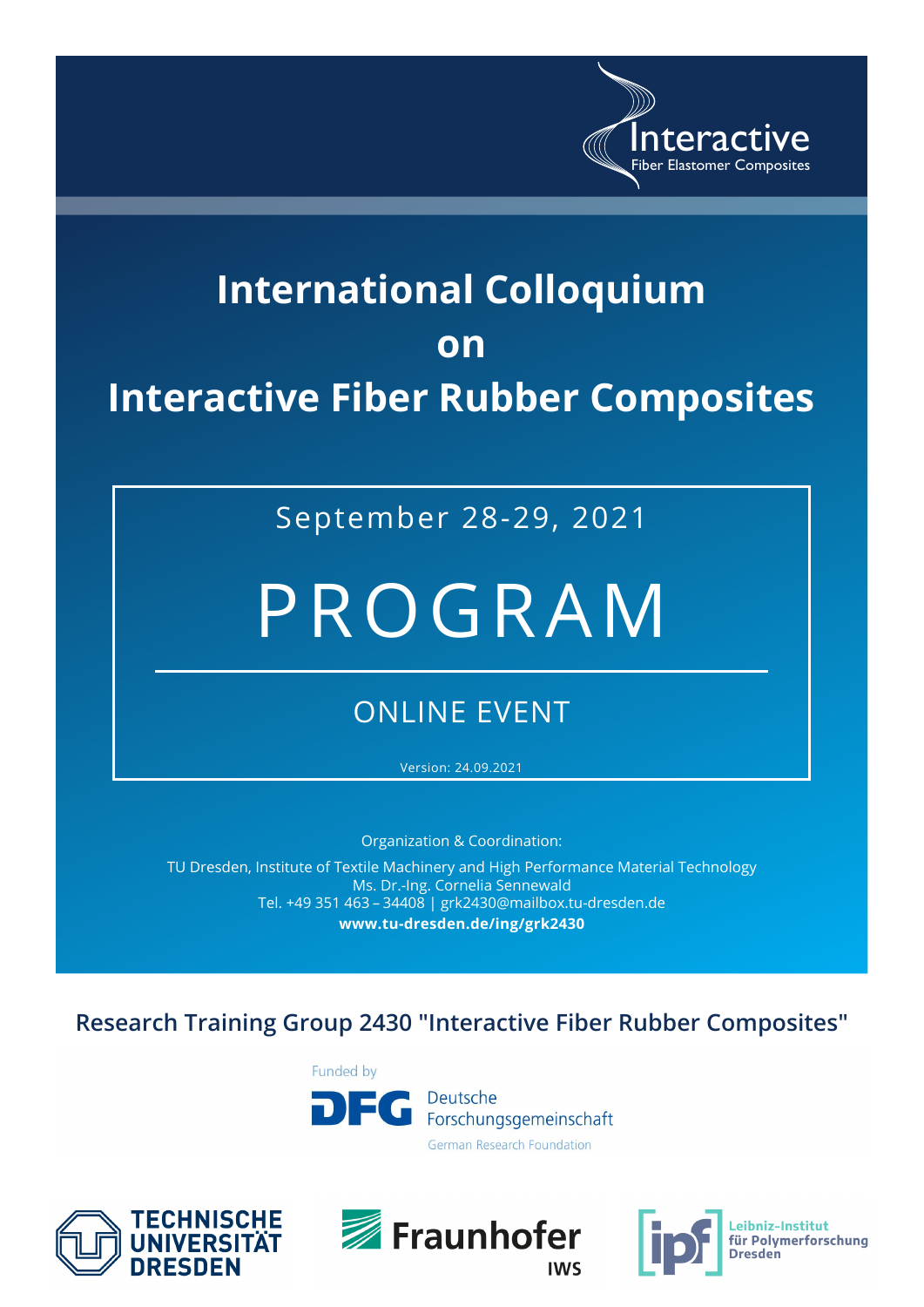Interactive
Fiber Elastomer Composites

# International Colloquium
# on
# Interactive Fiber Rubber Composites

September 28-29, 2021

# PROGRAM

ONLINE EVENT

Version: 24.09.2021

Organization & Coordination:

TU Dresden, Institute of Textile Machinery and High Performance Material Technology
Ms. Dr.-Ing. Cornelia Sennewald
Tel. +49 351 463 – 34408 | grk2430@mailbox.tu-dresden.de
**www.tu-dresden.de/ing/grk2430**

## Research Training Group 2430 "Interactive Fiber Rubber Composites"

Funded by
DFG Deutsche Forschungsgemeinschaft
German Research Foundation

TECHNISCHE UNIVERSITÄT DRESDEN

Fraunhofer IWS

ipf Leibniz-Institut für Polymerforschung Dresden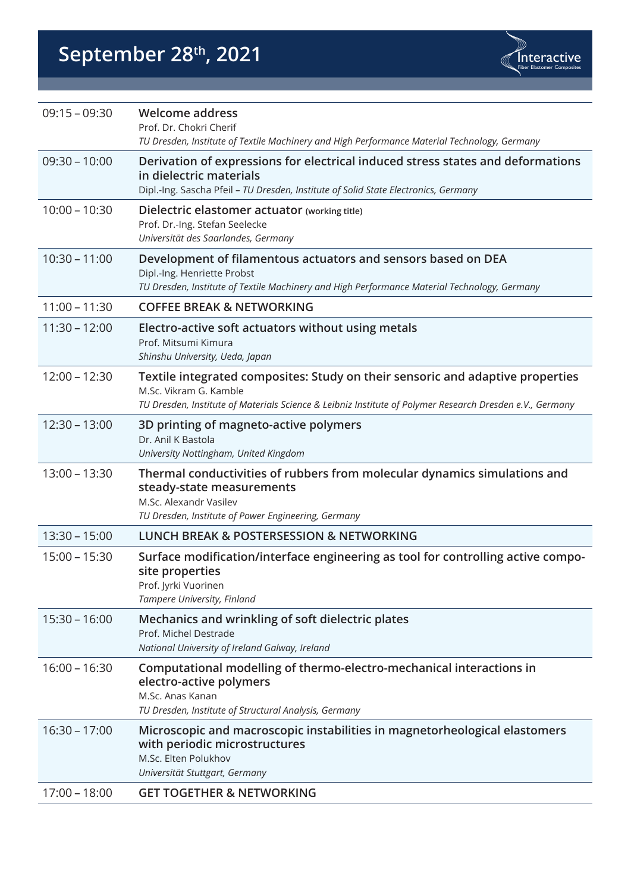# September 28th, 2021

Interactive
Fiber Elastomer Composites

| | |
|---|---|
| 09:15 – 09:30 | **Welcome address**<br>Prof. Dr. Chokri Cherif<br>*TU Dresden, Institute of Textile Machinery and High Performance Material Technology, Germany* |
| 09:30 – 10:00 | **Derivation of expressions for electrical induced stress states and deformations in dielectric materials**<br>Dipl.-Ing. Sascha Pfeil – *TU Dresden, Institute of Solid State Electronics, Germany* |
| 10:00 – 10:30 | **Dielectric elastomer actuator** (working title)<br>Prof. Dr.-Ing. Stefan Seelecke<br>*Universität des Saarlandes, Germany* |
| 10:30 – 11:00 | **Development of filamentous actuators and sensors based on DEA**<br>Dipl.-Ing. Henriette Probst<br>*TU Dresden, Institute of Textile Machinery and High Performance Material Technology, Germany* |
| 11:00 – 11:30 | **COFFEE BREAK & NETWORKING** |
| 11:30 – 12:00 | **Electro-active soft actuators without using metals**<br>Prof. Mitsumi Kimura<br>*Shinshu University, Ueda, Japan* |
| 12:00 – 12:30 | **Textile integrated composites: Study on their sensoric and adaptive properties**<br>M.Sc. Vikram G. Kamble<br>*TU Dresden, Institute of Materials Science & Leibniz Institute of Polymer Research Dresden e.V., Germany* |
| 12:30 – 13:00 | **3D printing of magneto-active polymers**<br>Dr. Anil K Bastola<br>*University Nottingham, United Kingdom* |
| 13:00 – 13:30 | **Thermal conductivities of rubbers from molecular dynamics simulations and steady-state measurements**<br>M.Sc. Alexandr Vasilev<br>*TU Dresden, Institute of Power Engineering, Germany* |
| 13:30 – 15:00 | **LUNCH BREAK & POSTERSESSION & NETWORKING** |
| 15:00 – 15:30 | **Surface modification/interface engineering as tool for controlling active composite properties**<br>Prof. Jyrki Vuorinen<br>*Tampere University, Finland* |
| 15:30 – 16:00 | **Mechanics and wrinkling of soft dielectric plates**<br>Prof. Michel Destrade<br>*National University of Ireland Galway, Ireland* |
| 16:00 – 16:30 | **Computational modelling of thermo-electro-mechanical interactions in electro-active polymers**<br>M.Sc. Anas Kanan<br>*TU Dresden, Institute of Structural Analysis, Germany* |
| 16:30 – 17:00 | **Microscopic and macroscopic instabilities in magnetorheological elastomers with periodic microstructures**<br>M.Sc. Elten Polukhov<br>*Universität Stuttgart, Germany* |
| 17:00 – 18:00 | **GET TOGETHER & NETWORKING** |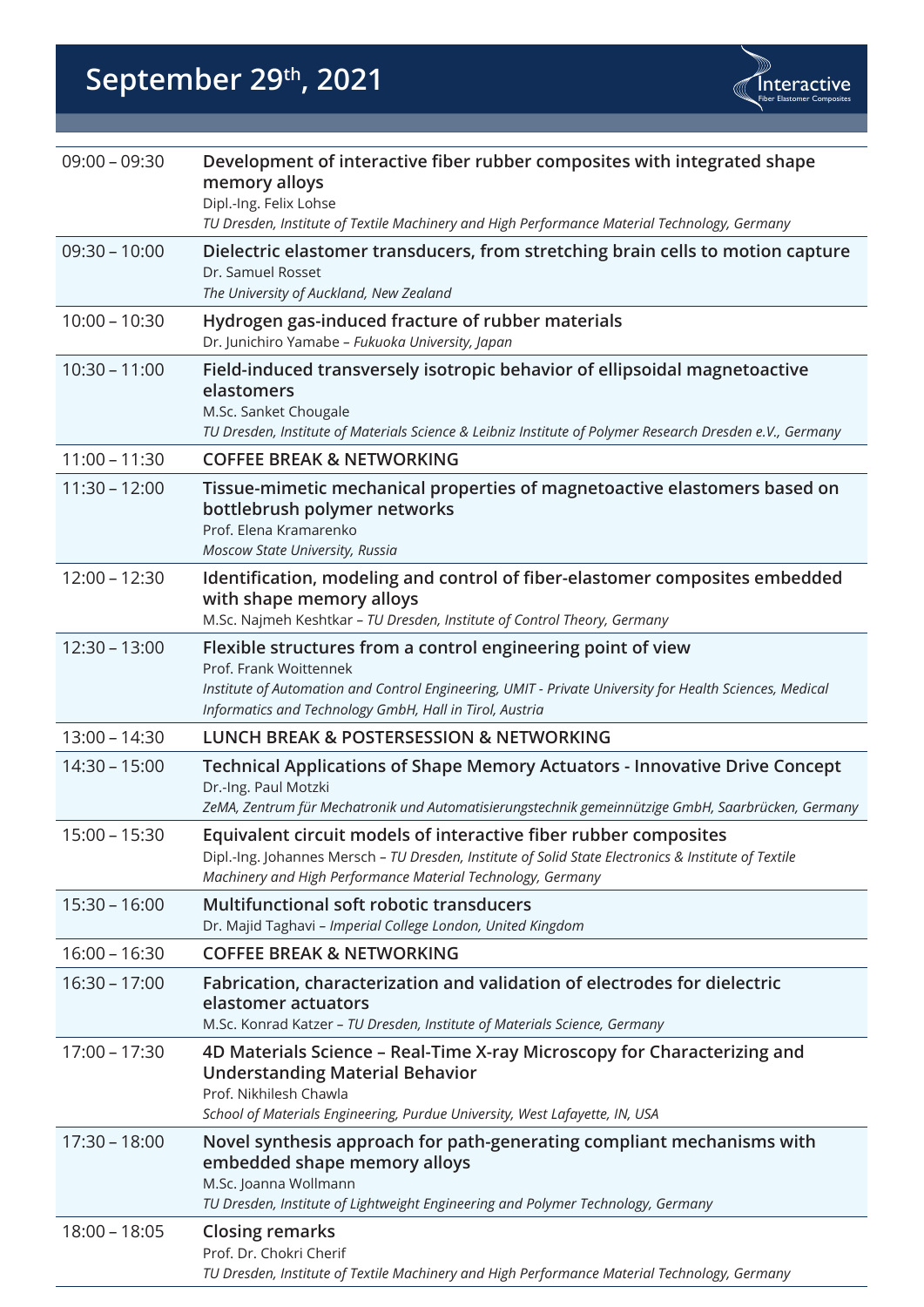# September 29th, 2021

Interactive
Fiber Elastomer Composites

| | |
|---|---|
| 09:00 – 09:30 | **Development of interactive fiber rubber composites with integrated shape memory alloys**<br>Dipl.-Ing. Felix Lohse<br>*TU Dresden, Institute of Textile Machinery and High Performance Material Technology, Germany* |
| 09:30 – 10:00 | **Dielectric elastomer transducers, from stretching brain cells to motion capture**<br>Dr. Samuel Rosset<br>*The University of Auckland, New Zealand* |
| 10:00 – 10:30 | **Hydrogen gas-induced fracture of rubber materials**<br>Dr. Junichiro Yamabe – *Fukuoka University, Japan* |
| 10:30 – 11:00 | **Field-induced transversely isotropic behavior of ellipsoidal magnetoactive elastomers**<br>M.Sc. Sanket Chougale<br>*TU Dresden, Institute of Materials Science & Leibniz Institute of Polymer Research Dresden e.V., Germany* |
| 11:00 – 11:30 | **COFFEE BREAK & NETWORKING** |
| 11:30 – 12:00 | **Tissue-mimetic mechanical properties of magnetoactive elastomers based on bottlebrush polymer networks**<br>Prof. Elena Kramarenko<br>*Moscow State University, Russia* |
| 12:00 – 12:30 | **Identification, modeling and control of fiber-elastomer composites embedded with shape memory alloys**<br>M.Sc. Najmeh Keshtkar – *TU Dresden, Institute of Control Theory, Germany* |
| 12:30 – 13:00 | **Flexible structures from a control engineering point of view**<br>Prof. Frank Woittennek<br>*Institute of Automation and Control Engineering, UMIT - Private University for Health Sciences, Medical Informatics and Technology GmbH, Hall in Tirol, Austria* |
| 13:00 – 14:30 | **LUNCH BREAK & POSTERSESSION & NETWORKING** |
| 14:30 – 15:00 | **Technical Applications of Shape Memory Actuators - Innovative Drive Concept**<br>Dr.-Ing. Paul Motzki<br>*ZeMA, Zentrum für Mechatronik und Automatisierungstechnik gemeinnützige GmbH, Saarbrücken, Germany* |
| 15:00 – 15:30 | **Equivalent circuit models of interactive fiber rubber composites**<br>Dipl.-Ing. Johannes Mersch – *TU Dresden, Institute of Solid State Electronics & Institute of Textile Machinery and High Performance Material Technology, Germany* |
| 15:30 – 16:00 | **Multifunctional soft robotic transducers**<br>Dr. Majid Taghavi – *Imperial College London, United Kingdom* |
| 16:00 – 16:30 | **COFFEE BREAK & NETWORKING** |
| 16:30 – 17:00 | **Fabrication, characterization and validation of electrodes for dielectric elastomer actuators**<br>M.Sc. Konrad Katzer – *TU Dresden, Institute of Materials Science, Germany* |
| 17:00 – 17:30 | **4D Materials Science – Real-Time X-ray Microscopy for Characterizing and Understanding Material Behavior**<br>Prof. Nikhilesh Chawla<br>*School of Materials Engineering, Purdue University, West Lafayette, IN, USA* |
| 17:30 – 18:00 | **Novel synthesis approach for path-generating compliant mechanisms with embedded shape memory alloys**<br>M.Sc. Joanna Wollmann<br>*TU Dresden, Institute of Lightweight Engineering and Polymer Technology, Germany* |
| 18:00 – 18:05 | **Closing remarks**<br>Prof. Dr. Chokri Cherif<br>*TU Dresden, Institute of Textile Machinery and High Performance Material Technology, Germany* |